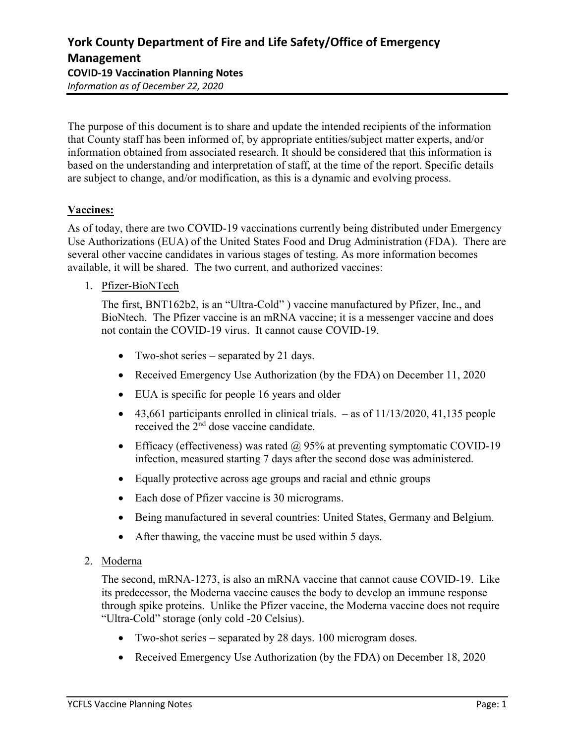# York County Department of Fire and Life Safety/Office of Emergency Management

## COVID-19 Vaccination Planning Notes

*Information as of December 22, 2020*

The purpose of this document is to share and update the intended recipients of the information that County staff has been informed of, by appropriate entities/subject matter experts, and/or information obtained from associated research. It should be considered that this information is based on the understanding and interpretation of staff, at the time of the report. Specific details are subject to change, and/or modification, as this is a dynamic and evolving process.

**Vaccines:**

As of today, there are two COVID-19 vaccinations currently being distributed under Emergency Use Authorizations (EUA) of the United States Food and Drug Administration (FDA). There are several other vaccine candidates in various stages of testing. As more information becomes available, it will be shared. The two current, and authorized vaccines:

1. Pfizer-BioNTech

   The first, BNT162b2, is an "Ultra-Cold" ) vaccine manufactured by Pfizer, Inc., and BioNtech. The Pfizer vaccine is an mRNA vaccine; it is a messenger vaccine and does not contain the COVID-19 virus. It cannot cause COVID-19.

   - Two-shot series – separated by 21 days.
   - Received Emergency Use Authorization (by the FDA) on December 11, 2020
   - EUA is specific for people 16 years and older
   - 43,661 participants enrolled in clinical trials. – as of 11/13/2020, 41,135 people received the 2nd dose vaccine candidate.
   - Efficacy (effectiveness) was rated @ 95% at preventing symptomatic COVID-19 infection, measured starting 7 days after the second dose was administered.
   - Equally protective across age groups and racial and ethnic groups
   - Each dose of Pfizer vaccine is 30 micrograms.
   - Being manufactured in several countries: United States, Germany and Belgium.
   - After thawing, the vaccine must be used within 5 days.

2. Moderna

   The second, mRNA-1273, is also an mRNA vaccine that cannot cause COVID-19. Like its predecessor, the Moderna vaccine causes the body to develop an immune response through spike proteins. Unlike the Pfizer vaccine, the Moderna vaccine does not require "Ultra-Cold" storage (only cold -20 Celsius).

   - Two-shot series – separated by 28 days. 100 microgram doses.
   - Received Emergency Use Authorization (by the FDA) on December 18, 2020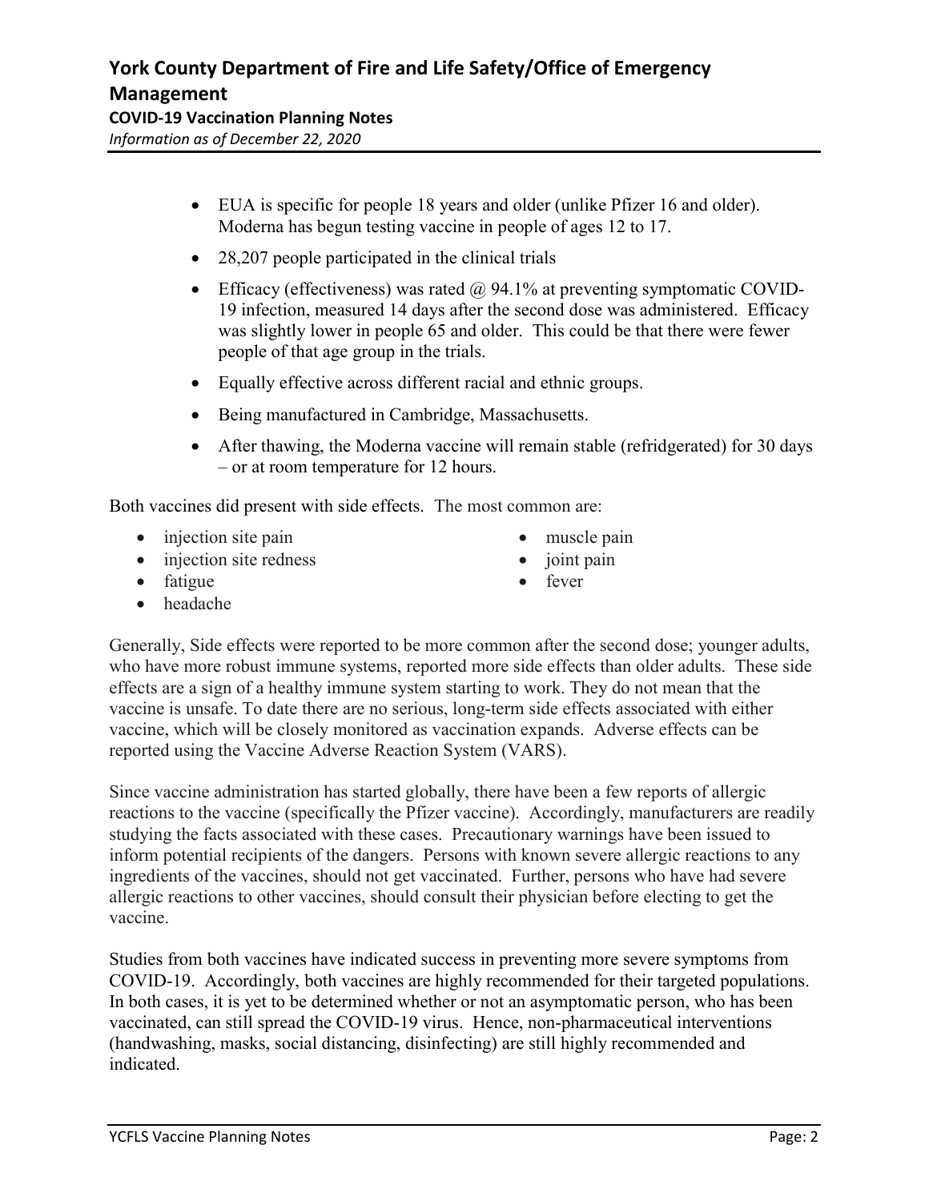- EUA is specific for people 18 years and older (unlike Pfizer 16 and older). Moderna has begun testing vaccine in people of ages 12 to 17.
- 28,207 people participated in the clinical trials
- Efficacy (effectiveness) was rated @ 94.1% at preventing symptomatic COVID-19 infection, measured 14 days after the second dose was administered. Efficacy was slightly lower in people 65 and older. This could be that there were fewer people of that age group in the trials.
- Equally effective across different racial and ethnic groups.
- Being manufactured in Cambridge, Massachusetts.
- After thawing, the Moderna vaccine will remain stable (refridgerated) for 30 days – or at room temperature for 12 hours.

Both vaccines did present with side effects. The most common are:

- injection site pain
- injection site redness
- fatigue
- headache
- muscle pain
- joint pain
- fever

Generally, Side effects were reported to be more common after the second dose; younger adults, who have more robust immune systems, reported more side effects than older adults. These side effects are a sign of a healthy immune system starting to work. They do not mean that the vaccine is unsafe. To date there are no serious, long-term side effects associated with either vaccine, which will be closely monitored as vaccination expands. Adverse effects can be reported using the Vaccine Adverse Reaction System (VARS).

Since vaccine administration has started globally, there have been a few reports of allergic reactions to the vaccine (specifically the Pfizer vaccine). Accordingly, manufacturers are readily studying the facts associated with these cases. Precautionary warnings have been issued to inform potential recipients of the dangers. Persons with known severe allergic reactions to any ingredients of the vaccines, should not get vaccinated. Further, persons who have had severe allergic reactions to other vaccines, should consult their physician before electing to get the vaccine.

Studies from both vaccines have indicated success in preventing more severe symptoms from COVID-19. Accordingly, both vaccines are highly recommended for their targeted populations. In both cases, it is yet to be determined whether or not an asymptomatic person, who has been vaccinated, can still spread the COVID-19 virus. Hence, non-pharmaceutical interventions (handwashing, masks, social distancing, disinfecting) are still highly recommended and indicated.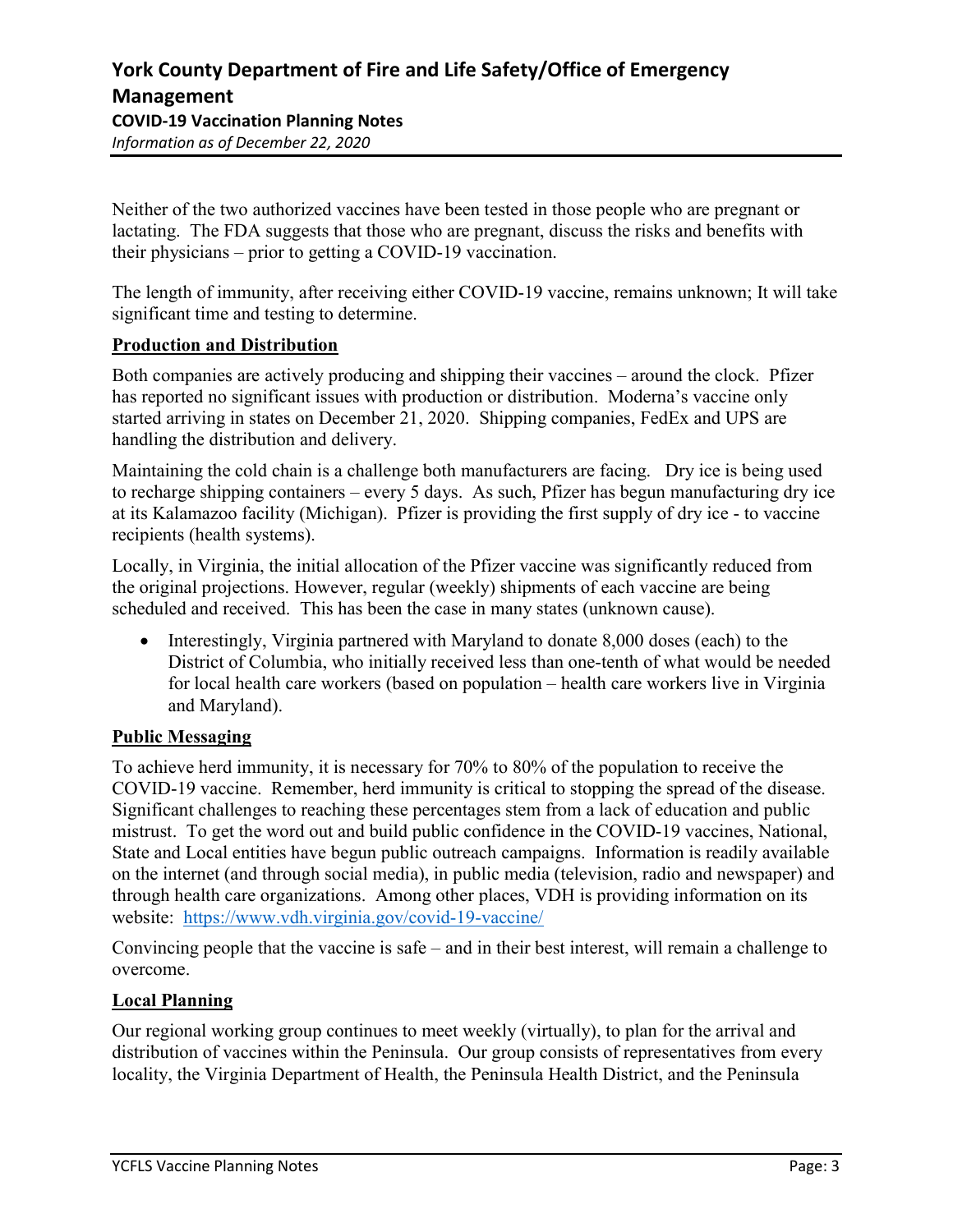Neither of the two authorized vaccines have been tested in those people who are pregnant or lactating. The FDA suggests that those who are pregnant, discuss the risks and benefits with their physicians – prior to getting a COVID-19 vaccination.

The length of immunity, after receiving either COVID-19 vaccine, remains unknown; It will take significant time and testing to determine.

**Production and Distribution**

Both companies are actively producing and shipping their vaccines – around the clock. Pfizer has reported no significant issues with production or distribution. Moderna's vaccine only started arriving in states on December 21, 2020. Shipping companies, FedEx and UPS are handling the distribution and delivery.

Maintaining the cold chain is a challenge both manufacturers are facing. Dry ice is being used to recharge shipping containers – every 5 days. As such, Pfizer has begun manufacturing dry ice at its Kalamazoo facility (Michigan). Pfizer is providing the first supply of dry ice - to vaccine recipients (health systems).

Locally, in Virginia, the initial allocation of the Pfizer vaccine was significantly reduced from the original projections. However, regular (weekly) shipments of each vaccine are being scheduled and received. This has been the case in many states (unknown cause).

- Interestingly, Virginia partnered with Maryland to donate 8,000 doses (each) to the District of Columbia, who initially received less than one-tenth of what would be needed for local health care workers (based on population – health care workers live in Virginia and Maryland).

**Public Messaging**

To achieve herd immunity, it is necessary for 70% to 80% of the population to receive the COVID-19 vaccine. Remember, herd immunity is critical to stopping the spread of the disease. Significant challenges to reaching these percentages stem from a lack of education and public mistrust. To get the word out and build public confidence in the COVID-19 vaccines, National, State and Local entities have begun public outreach campaigns. Information is readily available on the internet (and through social media), in public media (television, radio and newspaper) and through health care organizations. Among other places, VDH is providing information on its website: https://www.vdh.virginia.gov/covid-19-vaccine/

Convincing people that the vaccine is safe – and in their best interest, will remain a challenge to overcome.

**Local Planning**

Our regional working group continues to meet weekly (virtually), to plan for the arrival and distribution of vaccines within the Peninsula. Our group consists of representatives from every locality, the Virginia Department of Health, the Peninsula Health District, and the Peninsula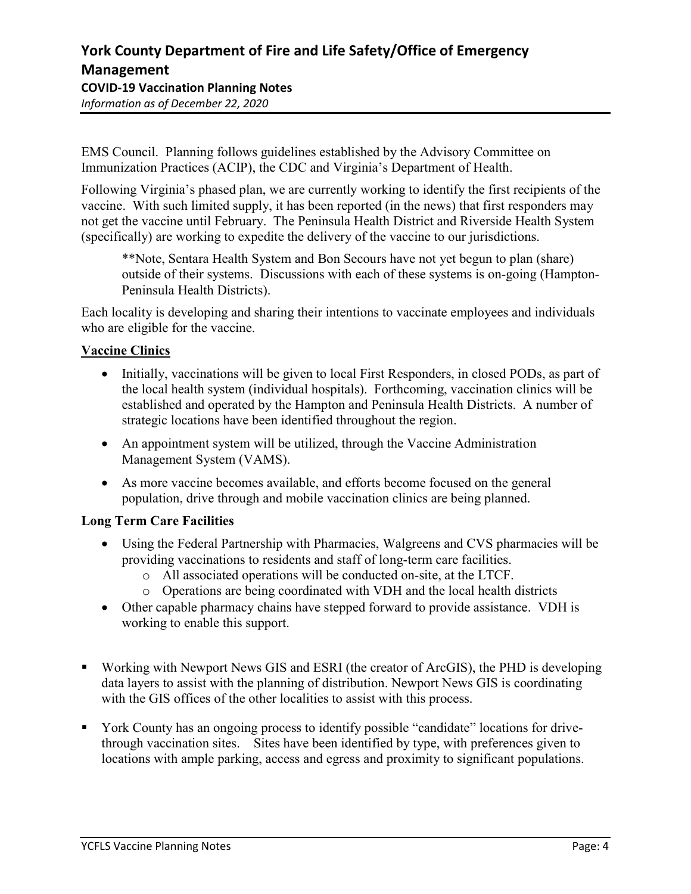EMS Council. Planning follows guidelines established by the Advisory Committee on Immunization Practices (ACIP), the CDC and Virginia's Department of Health.

Following Virginia's phased plan, we are currently working to identify the first recipients of the vaccine. With such limited supply, it has been reported (in the news) that first responders may not get the vaccine until February. The Peninsula Health District and Riverside Health System (specifically) are working to expedite the delivery of the vaccine to our jurisdictions.

> **Note, Sentara Health System and Bon Secours have not yet begun to plan (share) outside of their systems. Discussions with each of these systems is on-going (Hampton-Peninsula Health Districts).

Each locality is developing and sharing their intentions to vaccinate employees and individuals who are eligible for the vaccine.

**Vaccine Clinics**

- Initially, vaccinations will be given to local First Responders, in closed PODs, as part of the local health system (individual hospitals). Forthcoming, vaccination clinics will be established and operated by the Hampton and Peninsula Health Districts. A number of strategic locations have been identified throughout the region.
- An appointment system will be utilized, through the Vaccine Administration Management System (VAMS).
- As more vaccine becomes available, and efforts become focused on the general population, drive through and mobile vaccination clinics are being planned.

**Long Term Care Facilities**

- Using the Federal Partnership with Pharmacies, Walgreens and CVS pharmacies will be providing vaccinations to residents and staff of long-term care facilities.
  - All associated operations will be conducted on-site, at the LTCF.
  - Operations are being coordinated with VDH and the local health districts
- Other capable pharmacy chains have stepped forward to provide assistance. VDH is working to enable this support.

- Working with Newport News GIS and ESRI (the creator of ArcGIS), the PHD is developing data layers to assist with the planning of distribution. Newport News GIS is coordinating with the GIS offices of the other localities to assist with this process.
- York County has an ongoing process to identify possible "candidate" locations for drive-through vaccination sites. Sites have been identified by type, with preferences given to locations with ample parking, access and egress and proximity to significant populations.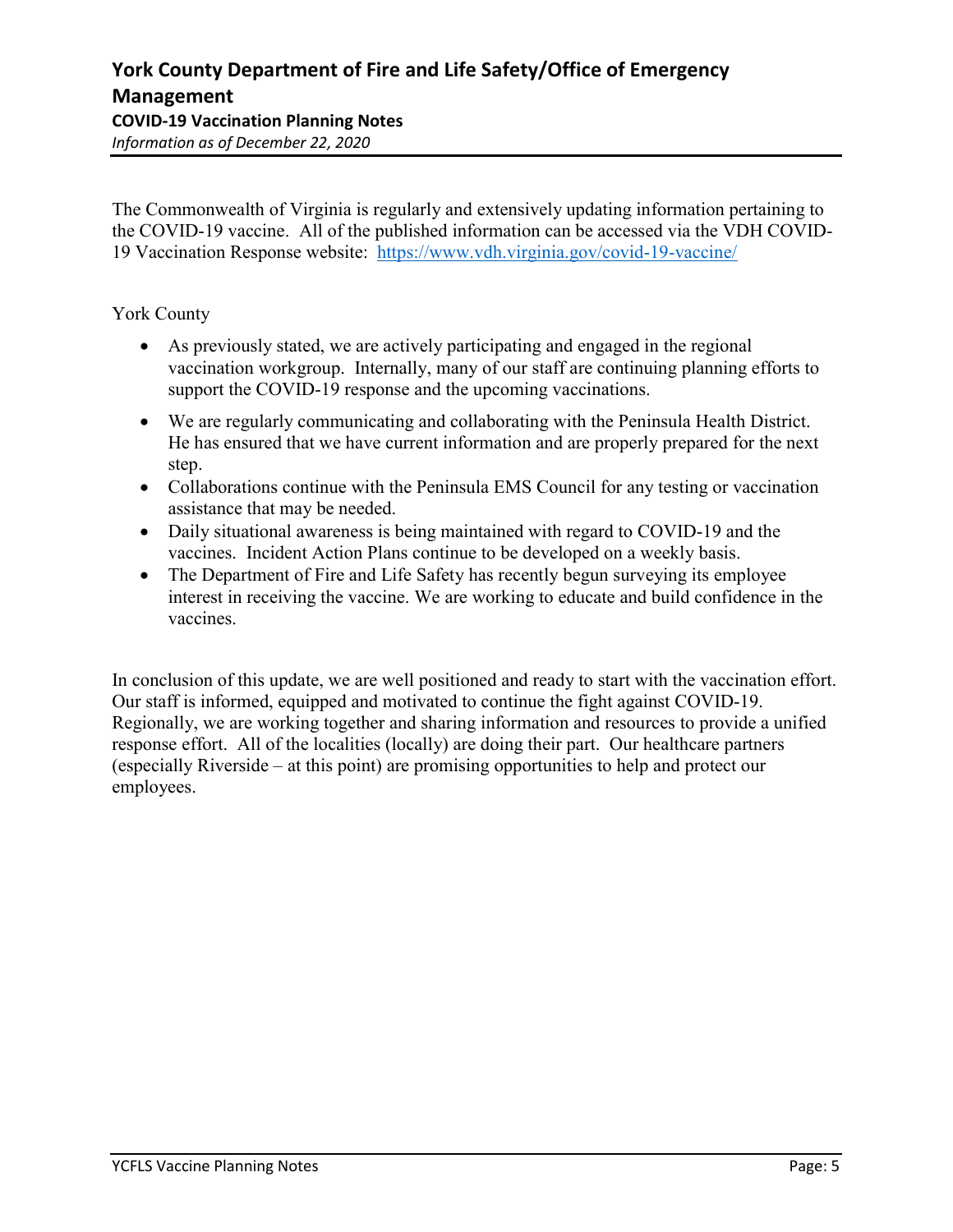# York County Department of Fire and Life Safety/Office of Emergency Management

### COVID-19 Vaccination Planning Notes

*Information as of December 22, 2020*

The Commonwealth of Virginia is regularly and extensively updating information pertaining to the COVID-19 vaccine. All of the published information can be accessed via the VDH COVID-19 Vaccination Response website: https://www.vdh.virginia.gov/covid-19-vaccine/

York County

- As previously stated, we are actively participating and engaged in the regional vaccination workgroup. Internally, many of our staff are continuing planning efforts to support the COVID-19 response and the upcoming vaccinations.
- We are regularly communicating and collaborating with the Peninsula Health District. He has ensured that we have current information and are properly prepared for the next step.
- Collaborations continue with the Peninsula EMS Council for any testing or vaccination assistance that may be needed.
- Daily situational awareness is being maintained with regard to COVID-19 and the vaccines. Incident Action Plans continue to be developed on a weekly basis.
- The Department of Fire and Life Safety has recently begun surveying its employee interest in receiving the vaccine. We are working to educate and build confidence in the vaccines.

In conclusion of this update, we are well positioned and ready to start with the vaccination effort. Our staff is informed, equipped and motivated to continue the fight against COVID-19. Regionally, we are working together and sharing information and resources to provide a unified response effort. All of the localities (locally) are doing their part. Our healthcare partners (especially Riverside – at this point) are promising opportunities to help and protect our employees.